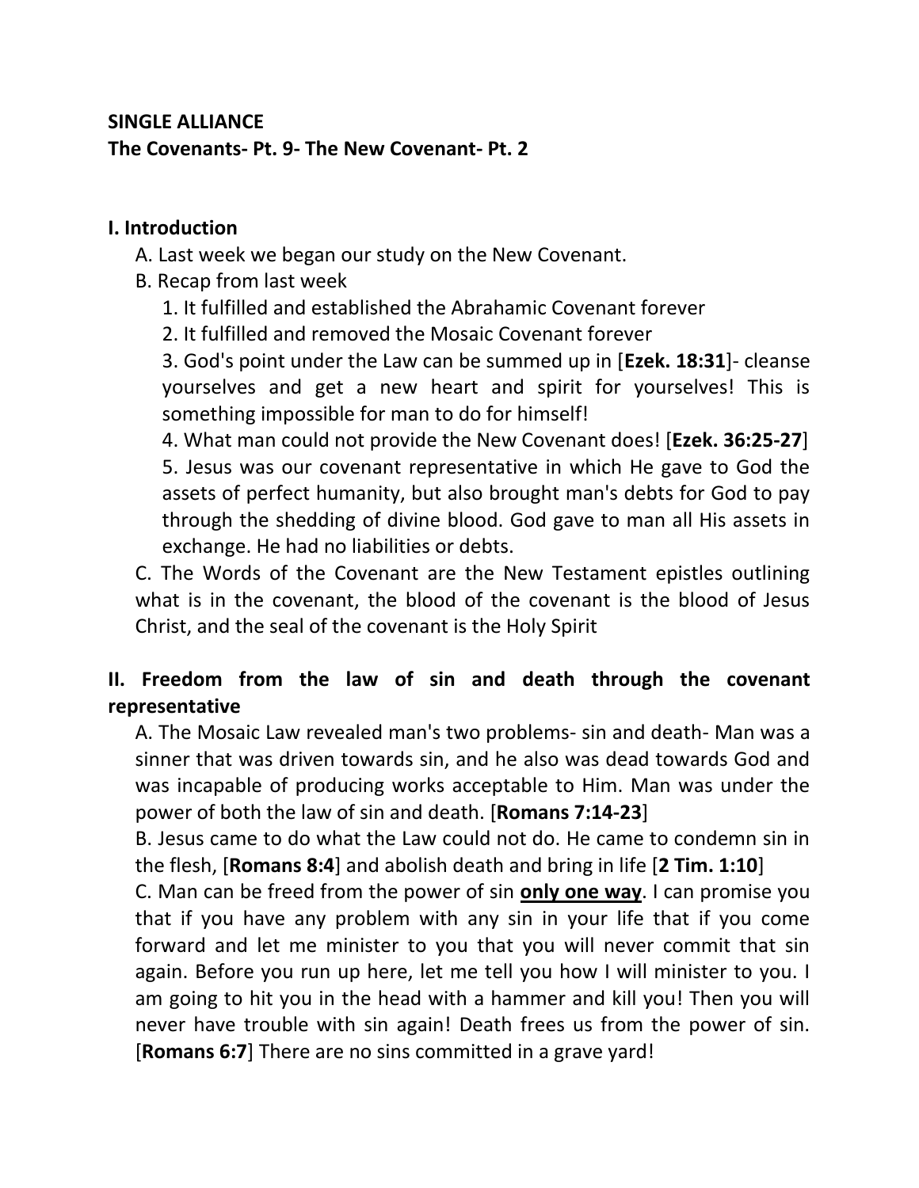**SINGLE ALLIANCE**

**The Covenants- Pt. 9- The New Covenant- Pt. 2**

## I. Introduction

A. Last week we began our study on the New Covenant.

B. Recap from last week

1. It fulfilled and established the Abrahamic Covenant forever
2. It fulfilled and removed the Mosaic Covenant forever
3. God's point under the Law can be summed up in [**Ezek. 18:31**]- cleanse yourselves and get a new heart and spirit for yourselves! This is something impossible for man to do for himself!
4. What man could not provide the New Covenant does! [**Ezek. 36:25-27**]
5. Jesus was our covenant representative in which He gave to God the assets of perfect humanity, but also brought man's debts for God to pay through the shedding of divine blood. God gave to man all His assets in exchange. He had no liabilities or debts.

C. The Words of the Covenant are the New Testament epistles outlining what is in the covenant, the blood of the covenant is the blood of Jesus Christ, and the seal of the covenant is the Holy Spirit

## II. Freedom from the law of sin and death through the covenant representative

A. The Mosaic Law revealed man's two problems- sin and death- Man was a sinner that was driven towards sin, and he also was dead towards God and was incapable of producing works acceptable to Him. Man was under the power of both the law of sin and death. [**Romans 7:14-23**]

B. Jesus came to do what the Law could not do. He came to condemn sin in the flesh, [**Romans 8:4**] and abolish death and bring in life [**2 Tim. 1:10**]

C. Man can be freed from the power of sin <u>**only one way**</u>. I can promise you that if you have any problem with any sin in your life that if you come forward and let me minister to you that you will never commit that sin again. Before you run up here, let me tell you how I will minister to you. I am going to hit you in the head with a hammer and kill you! Then you will never have trouble with sin again! Death frees us from the power of sin. [**Romans 6:7**] There are no sins committed in a grave yard!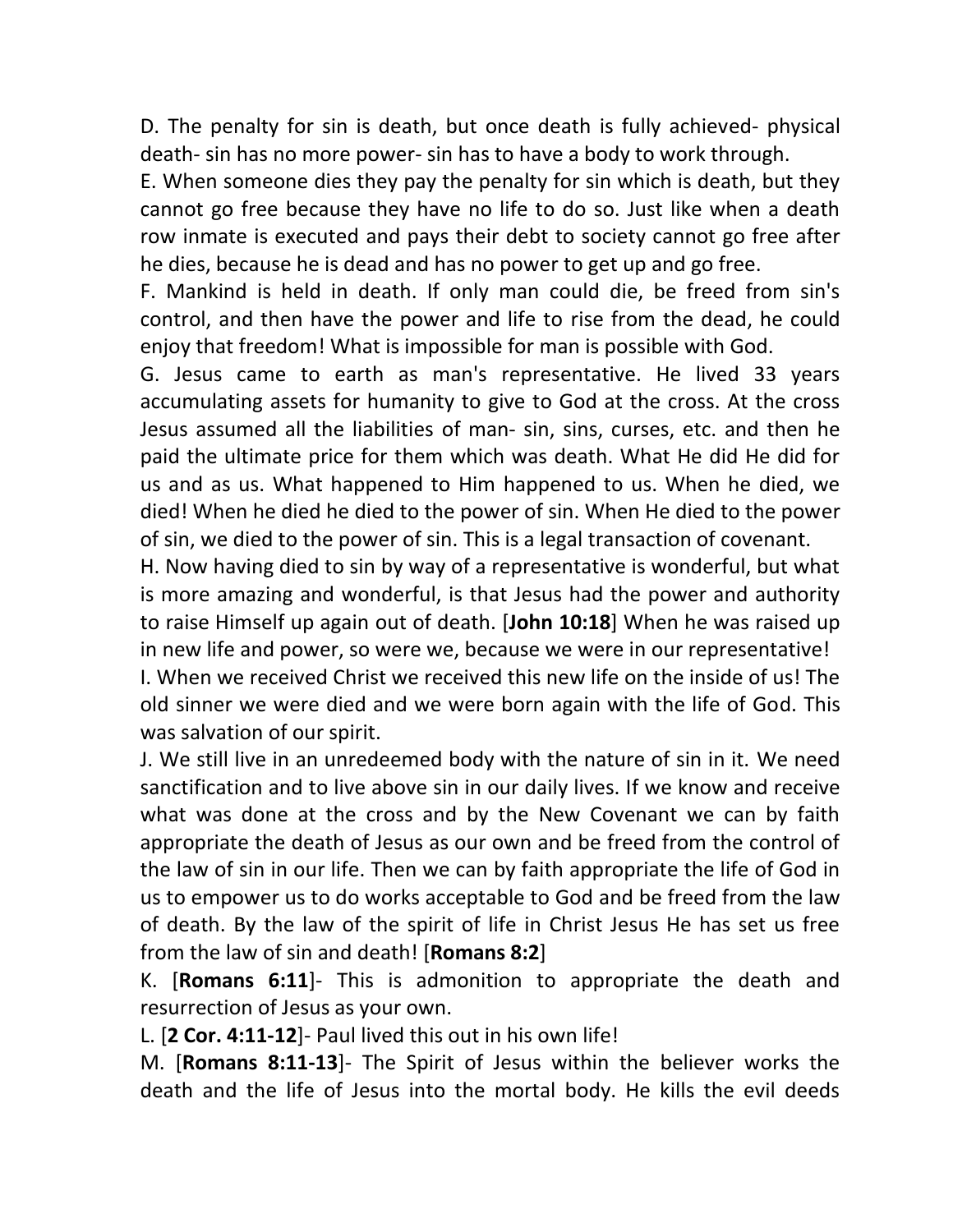D. The penalty for sin is death, but once death is fully achieved- physical death- sin has no more power- sin has to have a body to work through.

E. When someone dies they pay the penalty for sin which is death, but they cannot go free because they have no life to do so. Just like when a death row inmate is executed and pays their debt to society cannot go free after he dies, because he is dead and has no power to get up and go free.

F. Mankind is held in death. If only man could die, be freed from sin's control, and then have the power and life to rise from the dead, he could enjoy that freedom! What is impossible for man is possible with God.

G. Jesus came to earth as man's representative. He lived 33 years accumulating assets for humanity to give to God at the cross. At the cross Jesus assumed all the liabilities of man- sin, sins, curses, etc. and then he paid the ultimate price for them which was death. What He did He did for us and as us. What happened to Him happened to us. When he died, we died! When he died he died to the power of sin. When He died to the power of sin, we died to the power of sin. This is a legal transaction of covenant.

H. Now having died to sin by way of a representative is wonderful, but what is more amazing and wonderful, is that Jesus had the power and authority to raise Himself up again out of death. [**John 10:18**] When he was raised up in new life and power, so were we, because we were in our representative!

I. When we received Christ we received this new life on the inside of us! The old sinner we were died and we were born again with the life of God. This was salvation of our spirit.

J. We still live in an unredeemed body with the nature of sin in it. We need sanctification and to live above sin in our daily lives. If we know and receive what was done at the cross and by the New Covenant we can by faith appropriate the death of Jesus as our own and be freed from the control of the law of sin in our life. Then we can by faith appropriate the life of God in us to empower us to do works acceptable to God and be freed from the law of death. By the law of the spirit of life in Christ Jesus He has set us free from the law of sin and death! [**Romans 8:2**]

K. [**Romans 6:11**]- This is admonition to appropriate the death and resurrection of Jesus as your own.

L. [**2 Cor. 4:11-12**]- Paul lived this out in his own life!

M. [**Romans 8:11-13**]- The Spirit of Jesus within the believer works the death and the life of Jesus into the mortal body. He kills the evil deeds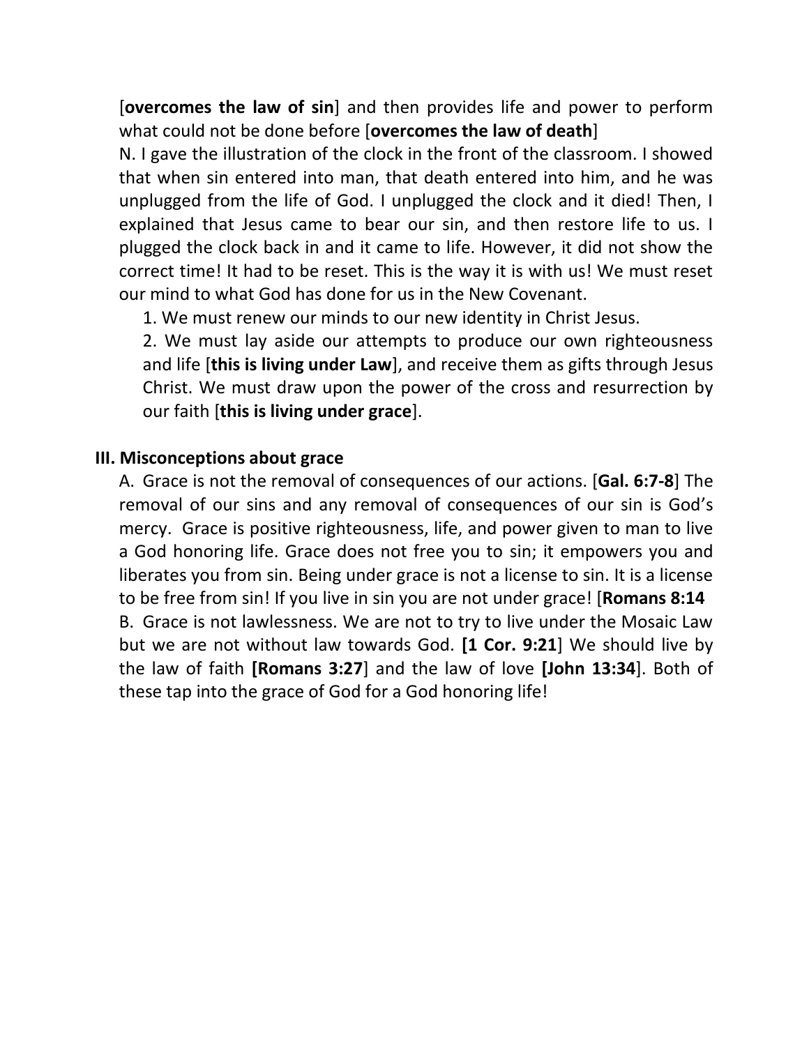[**overcomes the law of sin**] and then provides life and power to perform what could not be done before [**overcomes the law of death**]

N. I gave the illustration of the clock in the front of the classroom. I showed that when sin entered into man, that death entered into him, and he was unplugged from the life of God. I unplugged the clock and it died! Then, I explained that Jesus came to bear our sin, and then restore life to us. I plugged the clock back in and it came to life. However, it did not show the correct time! It had to be reset. This is the way it is with us! We must reset our mind to what God has done for us in the New Covenant.

1. We must renew our minds to our new identity in Christ Jesus.
2. We must lay aside our attempts to produce our own righteousness and life [**this is living under Law**], and receive them as gifts through Jesus Christ. We must draw upon the power of the cross and resurrection by our faith [**this is living under grace**].

### III. Misconceptions about grace

A. Grace is not the removal of consequences of our actions. [**Gal. 6:7-8**] The removal of our sins and any removal of consequences of our sin is God's mercy. Grace is positive righteousness, life, and power given to man to live a God honoring life. Grace does not free you to sin; it empowers you and liberates you from sin. Being under grace is not a license to sin. It is a license to be free from sin! If you live in sin you are not under grace! [**Romans 8:14**

B. Grace is not lawlessness. We are not to try to live under the Mosaic Law but we are not without law towards God. **[1 Cor. 9:21**] We should live by the law of faith **[Romans 3:27**] and the law of love **[John 13:34**]. Both of these tap into the grace of God for a God honoring life!